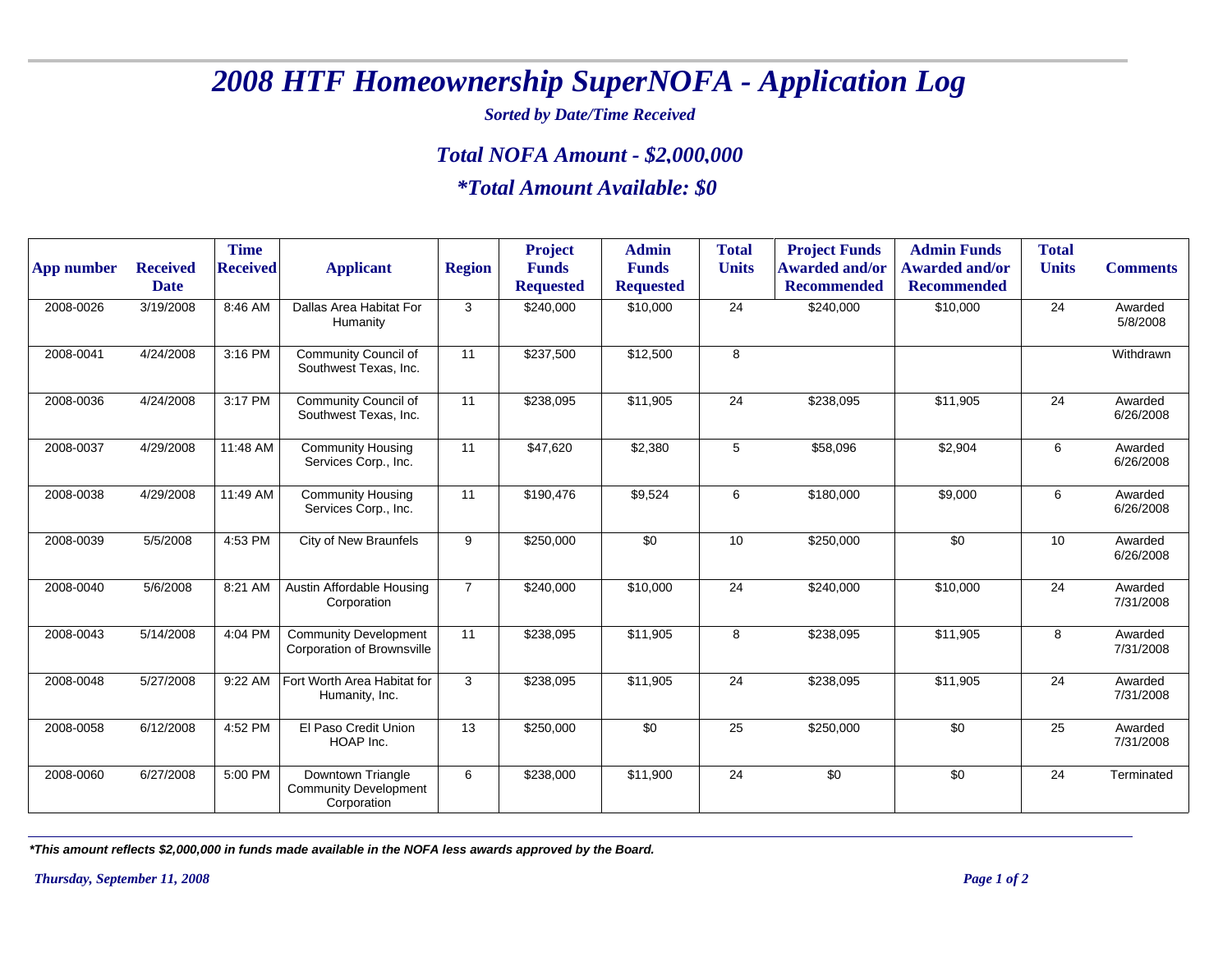# *2008 HTF Homeownership SuperNOFA - Application Log*

***Sorted by Date/Time Received***

## *Total NOFA Amount - $2,000,000*

## **Total Amount Available: $0*

| App number | Received Date | Time Received | Applicant | Region | Project Funds Requested | Admin Funds Requested | Total Units | Project Funds Awarded and/or Recommended | Admin Funds Awarded and/or Recommended | Total Units | Comments |
|---|---|---|---|---|---|---|---|---|---|---|---|
| 2008-0026 | 3/19/2008 | 8:46 AM | Dallas Area Habitat For Humanity | 3 | $240,000 | $10,000 | 24 | $240,000 | $10,000 | 24 | Awarded 5/8/2008 |
| 2008-0041 | 4/24/2008 | 3:16 PM | Community Council of Southwest Texas, Inc. | 11 | $237,500 | $12,500 | 8 | | | | Withdrawn |
| 2008-0036 | 4/24/2008 | 3:17 PM | Community Council of Southwest Texas, Inc. | 11 | $238,095 | $11,905 | 24 | $238,095 | $11,905 | 24 | Awarded 6/26/2008 |
| 2008-0037 | 4/29/2008 | 11:48 AM | Community Housing Services Corp., Inc. | 11 | $47,620 | $2,380 | 5 | $58,096 | $2,904 | 6 | Awarded 6/26/2008 |
| 2008-0038 | 4/29/2008 | 11:49 AM | Community Housing Services Corp., Inc. | 11 | $190,476 | $9,524 | 6 | $180,000 | $9,000 | 6 | Awarded 6/26/2008 |
| 2008-0039 | 5/5/2008 | 4:53 PM | City of New Braunfels | 9 | $250,000 | $0 | 10 | $250,000 | $0 | 10 | Awarded 6/26/2008 |
| 2008-0040 | 5/6/2008 | 8:21 AM | Austin Affordable Housing Corporation | 7 | $240,000 | $10,000 | 24 | $240,000 | $10,000 | 24 | Awarded 7/31/2008 |
| 2008-0043 | 5/14/2008 | 4:04 PM | Community Development Corporation of Brownsville | 11 | $238,095 | $11,905 | 8 | $238,095 | $11,905 | 8 | Awarded 7/31/2008 |
| 2008-0048 | 5/27/2008 | 9:22 AM | Fort Worth Area Habitat for Humanity, Inc. | 3 | $238,095 | $11,905 | 24 | $238,095 | $11,905 | 24 | Awarded 7/31/2008 |
| 2008-0058 | 6/12/2008 | 4:52 PM | El Paso Credit Union HOAP Inc. | 13 | $250,000 | $0 | 25 | $250,000 | $0 | 25 | Awarded 7/31/2008 |
| 2008-0060 | 6/27/2008 | 5:00 PM | Downtown Triangle Community Development Corporation | 6 | $238,000 | $11,900 | 24 | $0 | $0 | 24 | Terminated |

***This amount reflects $2,000,000 in funds made available in the NOFA less awards approved by the Board.***

*Thursday, September 11, 2008*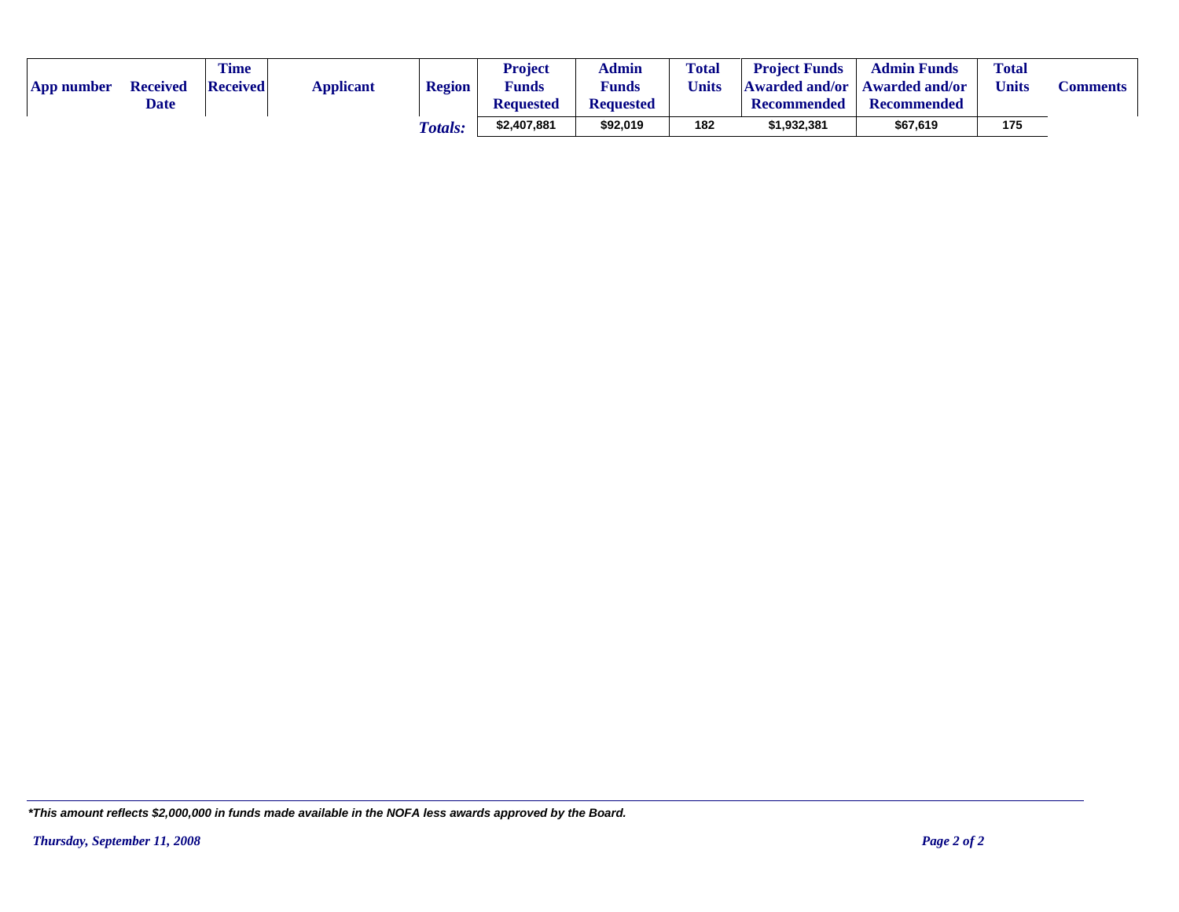| App number | Received Date | Time Received | Applicant | Region | Project Funds Requested | Admin Funds Requested | Total Units | Project Funds Awarded and/or Recommended | Admin Funds Awarded and/or Recommended | Total Units | Comments |
|---|---|---|---|---|---|---|---|---|---|---|---|
| | | | | ***Totals:*** | $2,407,881 | $92,019 | 182 | $1,932,381 | $67,619 | 175 | |

****This amount reflects $2,000,000 in funds made available in the NOFA less awards approved by the Board.***

*Thursday, September 11, 2008*